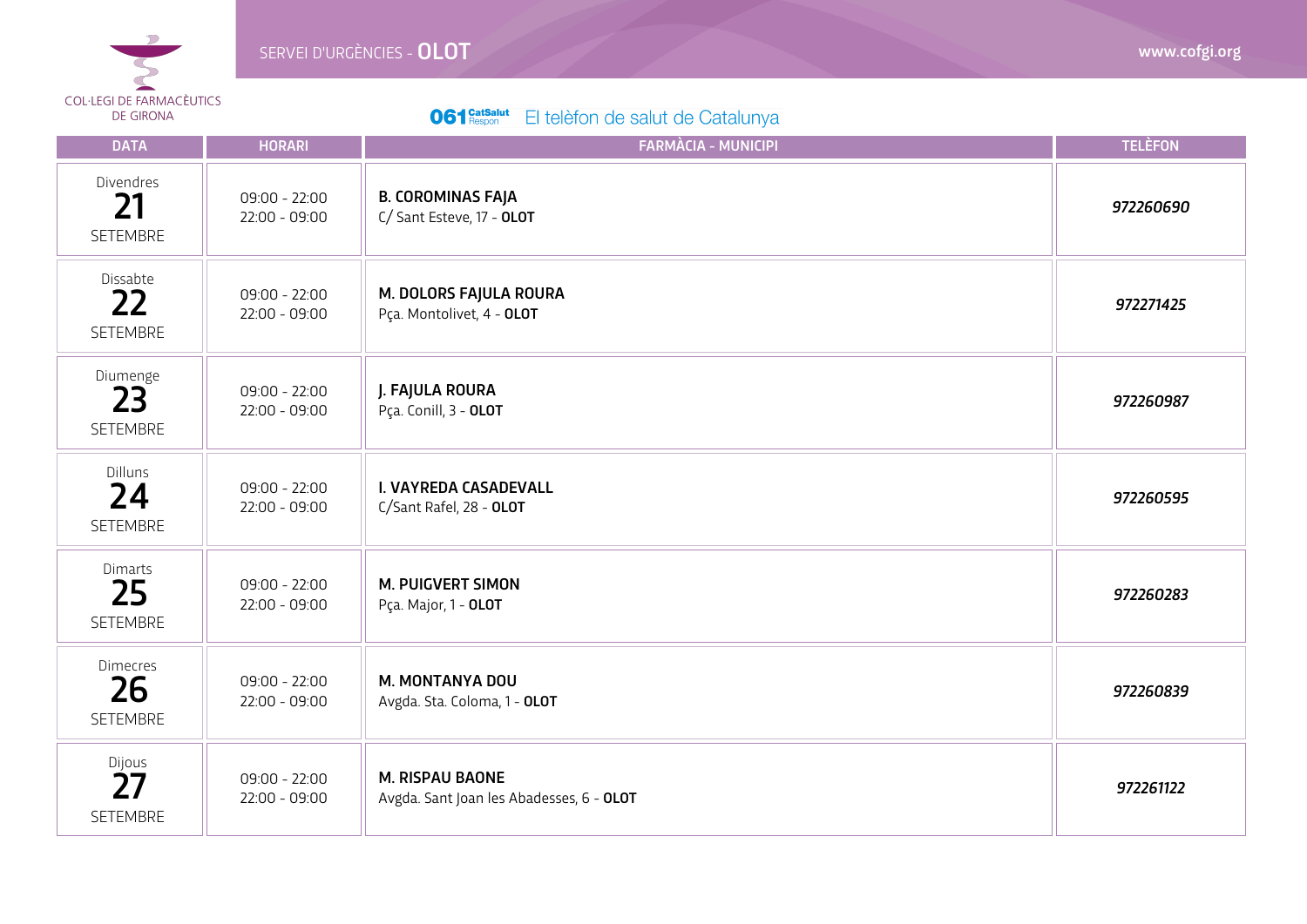COL·LEGI DE FARMACÈUTICS DE GIRONA

# SERVEI D'URGÈNCIES - **OLOT**

www.cofgi.org

**061** CatSalut Respon — El telèfon de salut de Catalunya

| DATA | HORARI | FARMÀCIA - MUNICIPI | TELÈFON |
|---|---|---|---|
| Divendres **21** SETEMBRE | 09:00 - 22:00<br>22:00 - 09:00 | **B. COROMINAS FAJA**<br>C/ Sant Esteve, 17 - **OLOT** | ***972260690*** |
| Dissabte **22** SETEMBRE | 09:00 - 22:00<br>22:00 - 09:00 | **M. DOLORS FAJULA ROURA**<br>Pça. Montolivet, 4 - **OLOT** | ***972271425*** |
| Diumenge **23** SETEMBRE | 09:00 - 22:00<br>22:00 - 09:00 | **J. FAJULA ROURA**<br>Pça. Conill, 3 - **OLOT** | ***972260987*** |
| Dilluns **24** SETEMBRE | 09:00 - 22:00<br>22:00 - 09:00 | **I. VAYREDA CASADEVALL**<br>C/Sant Rafel, 28 - **OLOT** | ***972260595*** |
| Dimarts **25** SETEMBRE | 09:00 - 22:00<br>22:00 - 09:00 | **M. PUIGVERT SIMON**<br>Pça. Major, 1 - **OLOT** | ***972260283*** |
| Dimecres **26** SETEMBRE | 09:00 - 22:00<br>22:00 - 09:00 | **M. MONTANYA DOU**<br>Avgda. Sta. Coloma, 1 - **OLOT** | ***972260839*** |
| Dijous **27** SETEMBRE | 09:00 - 22:00<br>22:00 - 09:00 | **M. RISPAU BAONE**<br>Avgda. Sant Joan les Abadesses, 6 - **OLOT** | ***972261122*** |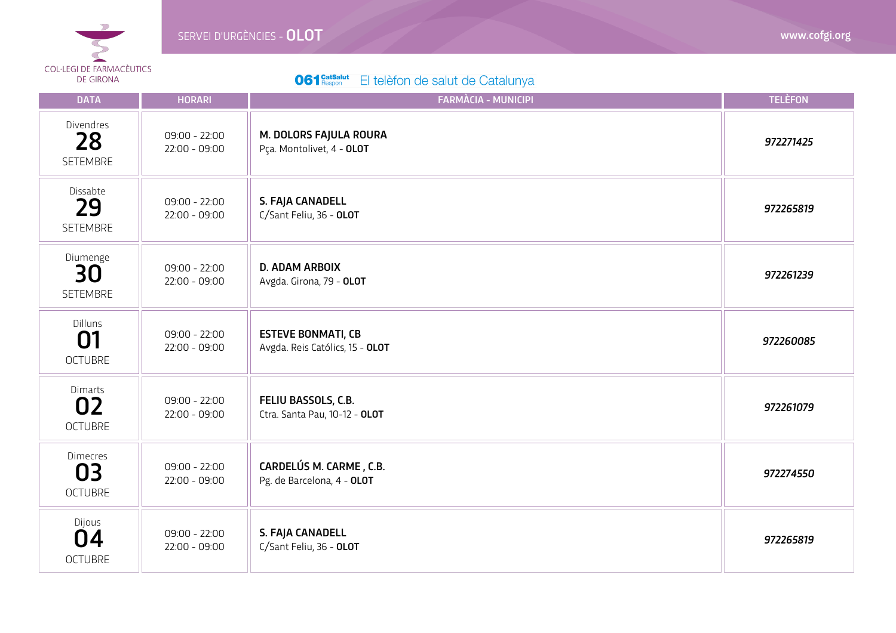COL·LEGI DE FARMACÈUTICS DE GIRONA

SERVEI D'URGÈNCIES - **OLOT**

www.cofgi.org

**061** CatSalut Respon — El telèfon de salut de Catalunya

| DATA | HORARI | FARMÀCIA - MUNICIPI | TELÈFON |
|---|---|---|---|
| Divendres **28** SETEMBRE | 09:00 - 22:00<br>22:00 - 09:00 | **M. DOLORS FAJULA ROURA**<br>Pça. Montolivet, 4 - **OLOT** | *972271425* |
| Dissabte **29** SETEMBRE | 09:00 - 22:00<br>22:00 - 09:00 | **S. FAJA CANADELL**<br>C/Sant Feliu, 36 - **OLOT** | *972265819* |
| Diumenge **30** SETEMBRE | 09:00 - 22:00<br>22:00 - 09:00 | **D. ADAM ARBOIX**<br>Avgda. Girona, 79 - **OLOT** | *972261239* |
| Dilluns **01** OCTUBRE | 09:00 - 22:00<br>22:00 - 09:00 | **ESTEVE BONMATI, CB**<br>Avgda. Reis Católics, 15 - **OLOT** | *972260085* |
| Dimarts **02** OCTUBRE | 09:00 - 22:00<br>22:00 - 09:00 | **FELIU BASSOLS, C.B.**<br>Ctra. Santa Pau, 10-12 - **OLOT** | *972261079* |
| Dimecres **03** OCTUBRE | 09:00 - 22:00<br>22:00 - 09:00 | **CARDELÚS M. CARME , C.B.**<br>Pg. de Barcelona, 4 - **OLOT** | *972274550* |
| Dijous **04** OCTUBRE | 09:00 - 22:00<br>22:00 - 09:00 | **S. FAJA CANADELL**<br>C/Sant Feliu, 36 - **OLOT** | *972265819* |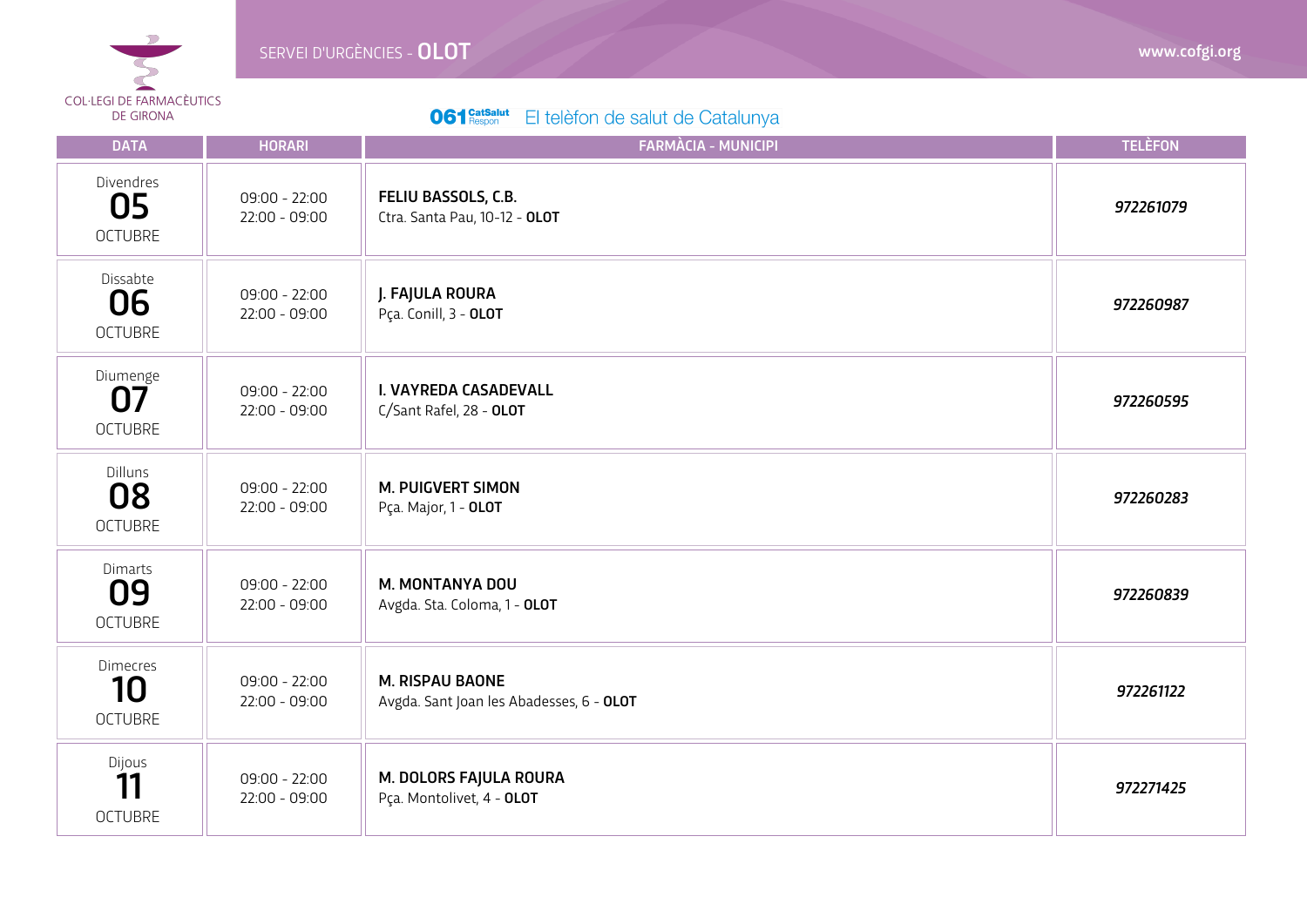COL·LEGI DE FARMACÈUTICS DE GIRONA

SERVEI D'URGÈNCIES - **OLOT**

www.cofgi.org

**061** CatSalut Respon — El telèfon de salut de Catalunya

| DATA | HORARI | FARMÀCIA - MUNICIPI | TELÈFON |
|---|---|---|---|
| Divendres **05** OCTUBRE | 09:00 - 22:00<br>22:00 - 09:00 | **FELIU BASSOLS, C.B.**<br>Ctra. Santa Pau, 10-12 - **OLOT** | *972261079* |
| Dissabte **06** OCTUBRE | 09:00 - 22:00<br>22:00 - 09:00 | **J. FAJULA ROURA**<br>Pça. Conill, 3 - **OLOT** | *972260987* |
| Diumenge **07** OCTUBRE | 09:00 - 22:00<br>22:00 - 09:00 | **I. VAYREDA CASADEVALL**<br>C/Sant Rafel, 28 - **OLOT** | *972260595* |
| Dilluns **08** OCTUBRE | 09:00 - 22:00<br>22:00 - 09:00 | **M. PUIGVERT SIMON**<br>Pça. Major, 1 - **OLOT** | *972260283* |
| Dimarts **09** OCTUBRE | 09:00 - 22:00<br>22:00 - 09:00 | **M. MONTANYA DOU**<br>Avgda. Sta. Coloma, 1 - **OLOT** | *972260839* |
| Dimecres **10** OCTUBRE | 09:00 - 22:00<br>22:00 - 09:00 | **M. RISPAU BAONE**<br>Avgda. Sant Joan les Abadesses, 6 - **OLOT** | *972261122* |
| Dijous **11** OCTUBRE | 09:00 - 22:00<br>22:00 - 09:00 | **M. DOLORS FAJULA ROURA**<br>Pça. Montolivet, 4 - **OLOT** | *972271425* |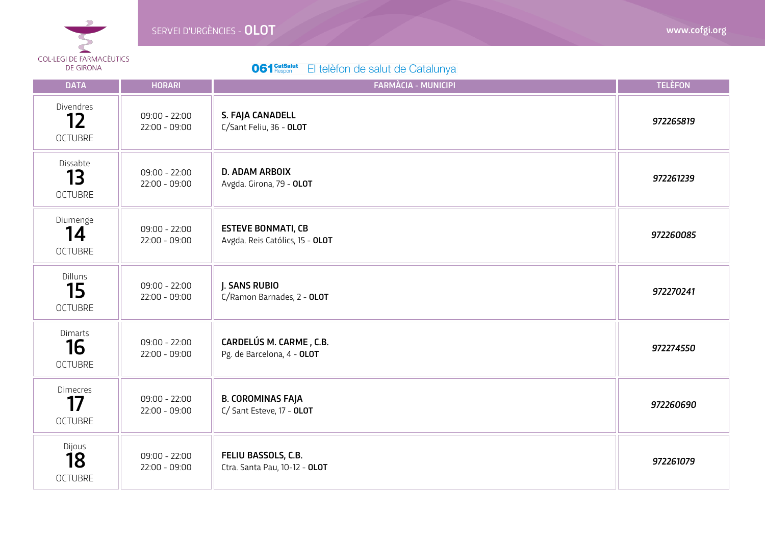COL·LEGI DE FARMACÈUTICS DE GIRONA

# SERVEI D'URGÈNCIES - **OLOT**

www.cofgi.org

**061** CatSalut Respon — El telèfon de salut de Catalunya

| DATA | HORARI | FARMÀCIA - MUNICIPI | TELÈFON |
|---|---|---|---|
| Divendres **12** OCTUBRE | 09:00 - 22:00<br>22:00 - 09:00 | **S. FAJA CANADELL**<br>C/Sant Feliu, 36 - **OLOT** | ***972265819*** |
| Dissabte **13** OCTUBRE | 09:00 - 22:00<br>22:00 - 09:00 | **D. ADAM ARBOIX**<br>Avgda. Girona, 79 - **OLOT** | ***972261239*** |
| Diumenge **14** OCTUBRE | 09:00 - 22:00<br>22:00 - 09:00 | **ESTEVE BONMATI, CB**<br>Avgda. Reis Católics, 15 - **OLOT** | ***972260085*** |
| Dilluns **15** OCTUBRE | 09:00 - 22:00<br>22:00 - 09:00 | **J. SANS RUBIO**<br>C/Ramon Barnades, 2 - **OLOT** | ***972270241*** |
| Dimarts **16** OCTUBRE | 09:00 - 22:00<br>22:00 - 09:00 | **CARDELÚS M. CARME , C.B.**<br>Pg. de Barcelona, 4 - **OLOT** | ***972274550*** |
| Dimecres **17** OCTUBRE | 09:00 - 22:00<br>22:00 - 09:00 | **B. COROMINAS FAJA**<br>C/ Sant Esteve, 17 - **OLOT** | ***972260690*** |
| Dijous **18** OCTUBRE | 09:00 - 22:00<br>22:00 - 09:00 | **FELIU BASSOLS, C.B.**<br>Ctra. Santa Pau, 10-12 - **OLOT** | ***972261079*** |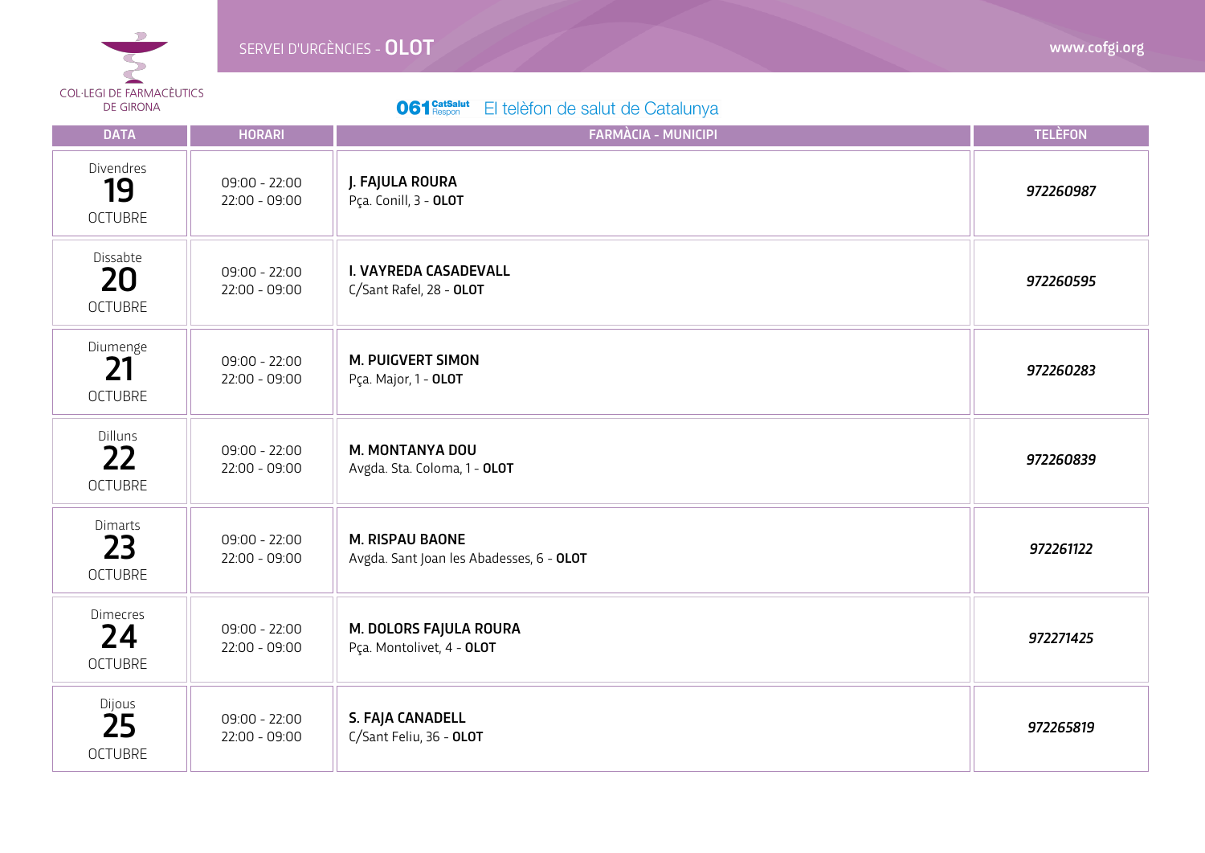COL·LEGI DE FARMACÈUTICS DE GIRONA

SERVEI D'URGÈNCIES - **OLOT**

www.cofgi.org

**061** CatSalut Respon — El telèfon de salut de Catalunya

| DATA | HORARI | FARMÀCIA - MUNICIPI | TELÈFON |
|---|---|---|---|
| Divendres **19** OCTUBRE | 09:00 - 22:00<br>22:00 - 09:00 | **J. FAJULA ROURA**<br>Pça. Conill, 3 - **OLOT** | *972260987* |
| Dissabte **20** OCTUBRE | 09:00 - 22:00<br>22:00 - 09:00 | **I. VAYREDA CASADEVALL**<br>C/Sant Rafel, 28 - **OLOT** | *972260595* |
| Diumenge **21** OCTUBRE | 09:00 - 22:00<br>22:00 - 09:00 | **M. PUIGVERT SIMON**<br>Pça. Major, 1 - **OLOT** | *972260283* |
| Dilluns **22** OCTUBRE | 09:00 - 22:00<br>22:00 - 09:00 | **M. MONTANYA DOU**<br>Avgda. Sta. Coloma, 1 - **OLOT** | *972260839* |
| Dimarts **23** OCTUBRE | 09:00 - 22:00<br>22:00 - 09:00 | **M. RISPAU BAONE**<br>Avgda. Sant Joan les Abadesses, 6 - **OLOT** | *972261122* |
| Dimecres **24** OCTUBRE | 09:00 - 22:00<br>22:00 - 09:00 | **M. DOLORS FAJULA ROURA**<br>Pça. Montolivet, 4 - **OLOT** | *972271425* |
| Dijous **25** OCTUBRE | 09:00 - 22:00<br>22:00 - 09:00 | **S. FAJA CANADELL**<br>C/Sant Feliu, 36 - **OLOT** | *972265819* |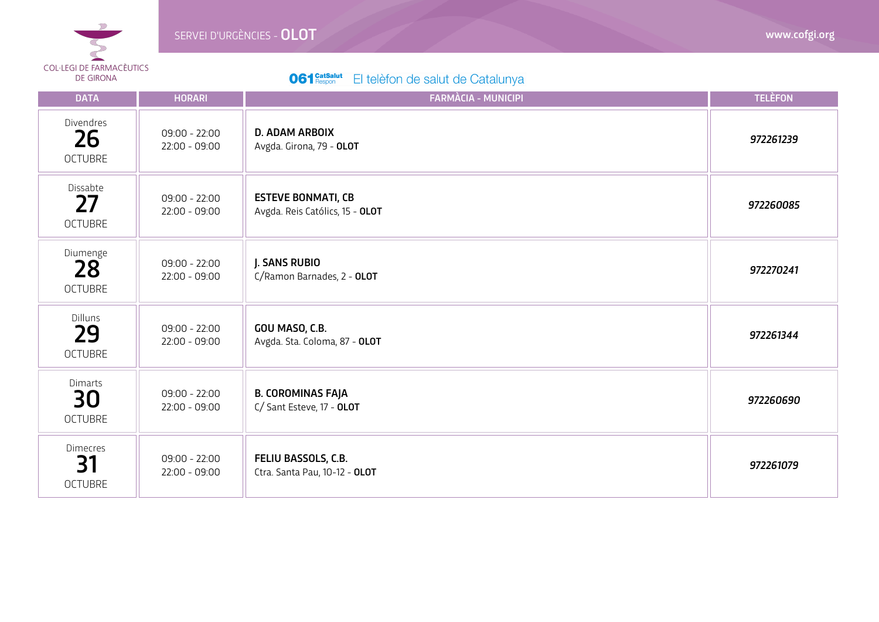COL·LEGI DE FARMACÈUTICS DE GIRONA

SERVEI D'URGÈNCIES - **OLOT**

www.cofgi.org

061 CatSalut Respon — El telèfon de salut de Catalunya

| DATA | HORARI | FARMÀCIA - MUNICIPI | TELÈFON |
|---|---|---|---|
| Divendres **26** OCTUBRE | 09:00 - 22:00<br>22:00 - 09:00 | **D. ADAM ARBOIX**<br>Avgda. Girona, 79 - **OLOT** | ***972261239*** |
| Dissabte **27** OCTUBRE | 09:00 - 22:00<br>22:00 - 09:00 | **ESTEVE BONMATI, CB**<br>Avgda. Reis Católics, 15 - **OLOT** | ***972260085*** |
| Diumenge **28** OCTUBRE | 09:00 - 22:00<br>22:00 - 09:00 | **J. SANS RUBIO**<br>C/Ramon Barnades, 2 - **OLOT** | ***972270241*** |
| Dilluns **29** OCTUBRE | 09:00 - 22:00<br>22:00 - 09:00 | **GOU MASO, C.B.**<br>Avgda. Sta. Coloma, 87 - **OLOT** | ***972261344*** |
| Dimarts **30** OCTUBRE | 09:00 - 22:00<br>22:00 - 09:00 | **B. COROMINAS FAJA**<br>C/ Sant Esteve, 17 - **OLOT** | ***972260690*** |
| Dimecres **31** OCTUBRE | 09:00 - 22:00<br>22:00 - 09:00 | **FELIU BASSOLS, C.B.**<br>Ctra. Santa Pau, 10-12 - **OLOT** | ***972261079*** |